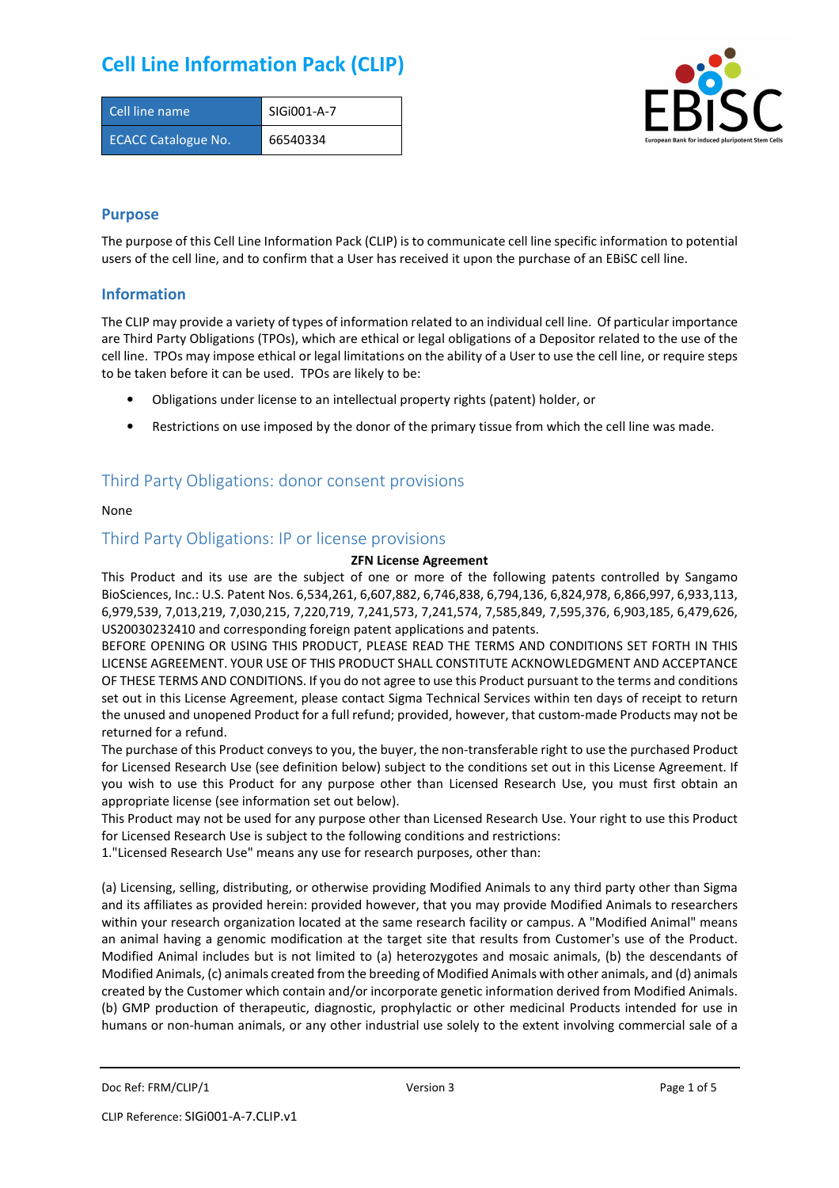# Cell Line Information Pack (CLIP)

| Cell line name | SIGi001-A-7 |
|---|---|
| ECACC Catalogue No. | 66540334 |

## Purpose

The purpose of this Cell Line Information Pack (CLIP) is to communicate cell line specific information to potential users of the cell line, and to confirm that a User has received it upon the purchase of an EBiSC cell line.

## Information

The CLIP may provide a variety of types of information related to an individual cell line. Of particular importance are Third Party Obligations (TPOs), which are ethical or legal obligations of a Depositor related to the use of the cell line. TPOs may impose ethical or legal limitations on the ability of a User to use the cell line, or require steps to be taken before it can be used. TPOs are likely to be:

- Obligations under license to an intellectual property rights (patent) holder, or
- Restrictions on use imposed by the donor of the primary tissue from which the cell line was made.

## Third Party Obligations: donor consent provisions

None

## Third Party Obligations: IP or license provisions

**ZFN License Agreement**

This Product and its use are the subject of one or more of the following patents controlled by Sangamo BioSciences, Inc.: U.S. Patent Nos. 6,534,261, 6,607,882, 6,746,838, 6,794,136, 6,824,978, 6,866,997, 6,933,113, 6,979,539, 7,013,219, 7,030,215, 7,220,719, 7,241,573, 7,241,574, 7,585,849, 7,595,376, 6,903,185, 6,479,626, US20030232410 and corresponding foreign patent applications and patents.

BEFORE OPENING OR USING THIS PRODUCT, PLEASE READ THE TERMS AND CONDITIONS SET FORTH IN THIS LICENSE AGREEMENT. YOUR USE OF THIS PRODUCT SHALL CONSTITUTE ACKNOWLEDGMENT AND ACCEPTANCE OF THESE TERMS AND CONDITIONS. If you do not agree to use this Product pursuant to the terms and conditions set out in this License Agreement, please contact Sigma Technical Services within ten days of receipt to return the unused and unopened Product for a full refund; provided, however, that custom-made Products may not be returned for a refund.

The purchase of this Product conveys to you, the buyer, the non-transferable right to use the purchased Product for Licensed Research Use (see definition below) subject to the conditions set out in this License Agreement. If you wish to use this Product for any purpose other than Licensed Research Use, you must first obtain an appropriate license (see information set out below).

This Product may not be used for any purpose other than Licensed Research Use. Your right to use this Product for Licensed Research Use is subject to the following conditions and restrictions:

1."Licensed Research Use" means any use for research purposes, other than:

(a) Licensing, selling, distributing, or otherwise providing Modified Animals to any third party other than Sigma and its affiliates as provided herein: provided however, that you may provide Modified Animals to researchers within your research organization located at the same research facility or campus. A "Modified Animal" means an animal having a genomic modification at the target site that results from Customer's use of the Product. Modified Animal includes but is not limited to (a) heterozygotes and mosaic animals, (b) the descendants of Modified Animals, (c) animals created from the breeding of Modified Animals with other animals, and (d) animals created by the Customer which contain and/or incorporate genetic information derived from Modified Animals.
(b) GMP production of therapeutic, diagnostic, prophylactic or other medicinal Products intended for use in humans or non-human animals, or any other industrial use solely to the extent involving commercial sale of a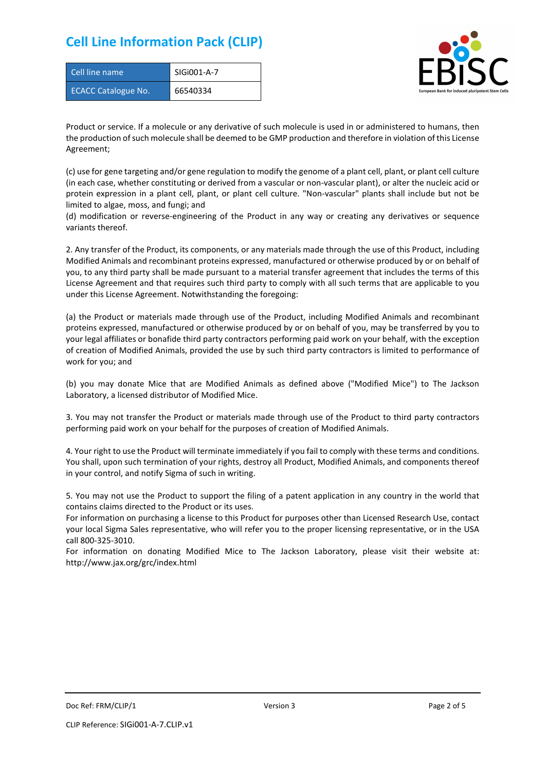Product or service. If a molecule or any derivative of such molecule is used in or administered to humans, then the production of such molecule shall be deemed to be GMP production and therefore in violation of this License Agreement;

(c) use for gene targeting and/or gene regulation to modify the genome of a plant cell, plant, or plant cell culture (in each case, whether constituting or derived from a vascular or non-vascular plant), or alter the nucleic acid or protein expression in a plant cell, plant, or plant cell culture. "Non-vascular" plants shall include but not be limited to algae, moss, and fungi; and
(d) modification or reverse-engineering of the Product in any way or creating any derivatives or sequence variants thereof.

2. Any transfer of the Product, its components, or any materials made through the use of this Product, including Modified Animals and recombinant proteins expressed, manufactured or otherwise produced by or on behalf of you, to any third party shall be made pursuant to a material transfer agreement that includes the terms of this License Agreement and that requires such third party to comply with all such terms that are applicable to you under this License Agreement. Notwithstanding the foregoing:

(a) the Product or materials made through use of the Product, including Modified Animals and recombinant proteins expressed, manufactured or otherwise produced by or on behalf of you, may be transferred by you to your legal affiliates or bonafide third party contractors performing paid work on your behalf, with the exception of creation of Modified Animals, provided the use by such third party contractors is limited to performance of work for you; and

(b) you may donate Mice that are Modified Animals as defined above ("Modified Mice") to The Jackson Laboratory, a licensed distributor of Modified Mice.

3. You may not transfer the Product or materials made through use of the Product to third party contractors performing paid work on your behalf for the purposes of creation of Modified Animals.

4. Your right to use the Product will terminate immediately if you fail to comply with these terms and conditions. You shall, upon such termination of your rights, destroy all Product, Modified Animals, and components thereof in your control, and notify Sigma of such in writing.

5. You may not use the Product to support the filing of a patent application in any country in the world that contains claims directed to the Product or its uses.
For information on purchasing a license to this Product for purposes other than Licensed Research Use, contact your local Sigma Sales representative, who will refer you to the proper licensing representative, or in the USA call 800-325-3010.
For information on donating Modified Mice to The Jackson Laboratory, please visit their website at: http://www.jax.org/grc/index.html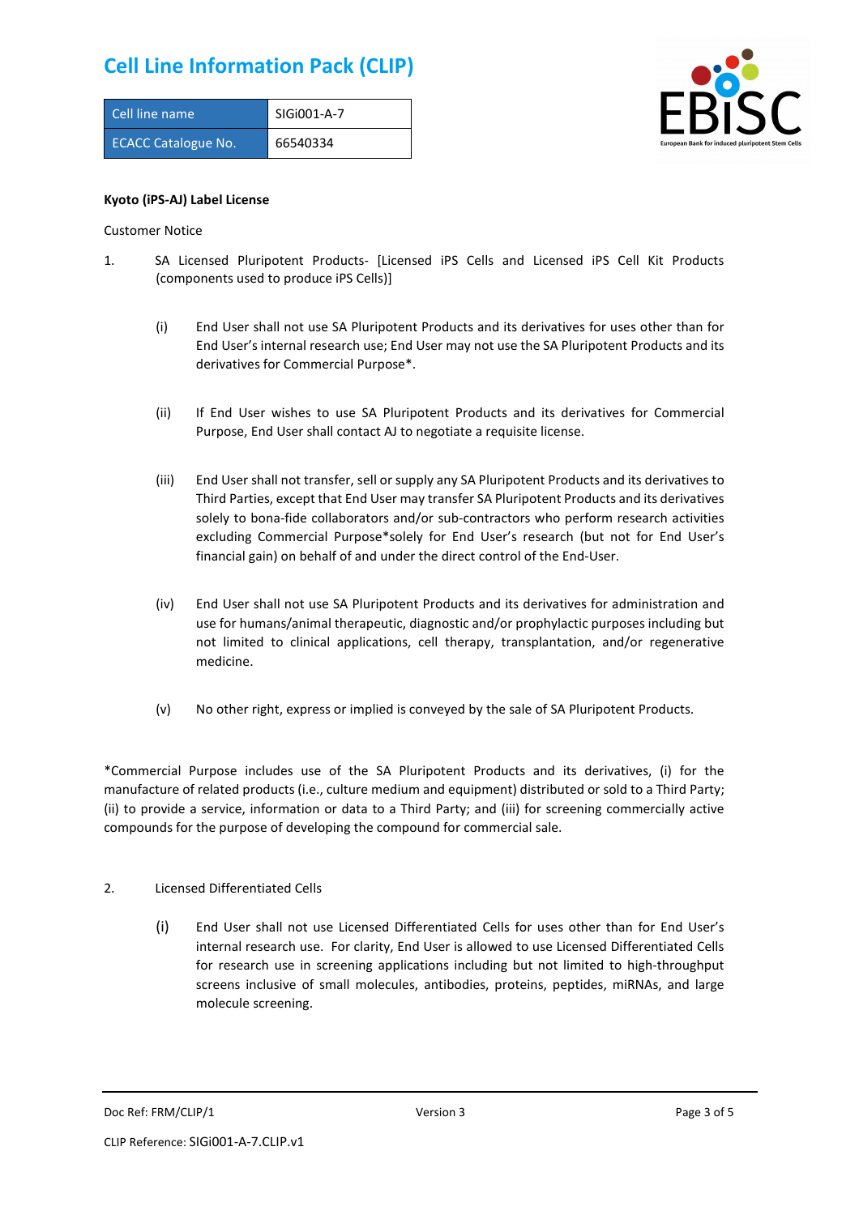# Cell Line Information Pack (CLIP)

| Cell line name | SIGi001-A-7 |
|---|---|
| ECACC Catalogue No. | 66540334 |

**Kyoto (iPS-AJ) Label License**

Customer Notice

1. SA Licensed Pluripotent Products- [Licensed iPS Cells and Licensed iPS Cell Kit Products (components used to produce iPS Cells)]

   (i) End User shall not use SA Pluripotent Products and its derivatives for uses other than for End User's internal research use; End User may not use the SA Pluripotent Products and its derivatives for Commercial Purpose*.

   (ii) If End User wishes to use SA Pluripotent Products and its derivatives for Commercial Purpose, End User shall contact AJ to negotiate a requisite license.

   (iii) End User shall not transfer, sell or supply any SA Pluripotent Products and its derivatives to Third Parties, except that End User may transfer SA Pluripotent Products and its derivatives solely to bona-fide collaborators and/or sub-contractors who perform research activities excluding Commercial Purpose*solely for End User's research (but not for End User's financial gain) on behalf of and under the direct control of the End-User.

   (iv) End User shall not use SA Pluripotent Products and its derivatives for administration and use for humans/animal therapeutic, diagnostic and/or prophylactic purposes including but not limited to clinical applications, cell therapy, transplantation, and/or regenerative medicine.

   (v) No other right, express or implied is conveyed by the sale of SA Pluripotent Products.

*Commercial Purpose includes use of the SA Pluripotent Products and its derivatives, (i) for the manufacture of related products (i.e., culture medium and equipment) distributed or sold to a Third Party; (ii) to provide a service, information or data to a Third Party; and (iii) for screening commercially active compounds for the purpose of developing the compound for commercial sale.

2. Licensed Differentiated Cells

   (i) End User shall not use Licensed Differentiated Cells for uses other than for End User's internal research use. For clarity, End User is allowed to use Licensed Differentiated Cells for research use in screening applications including but not limited to high-throughput screens inclusive of small molecules, antibodies, proteins, peptides, miRNAs, and large molecule screening.

Doc Ref: FRM/CLIP/1 Version 3

CLIP Reference: SIGi001-A-7.CLIP.v1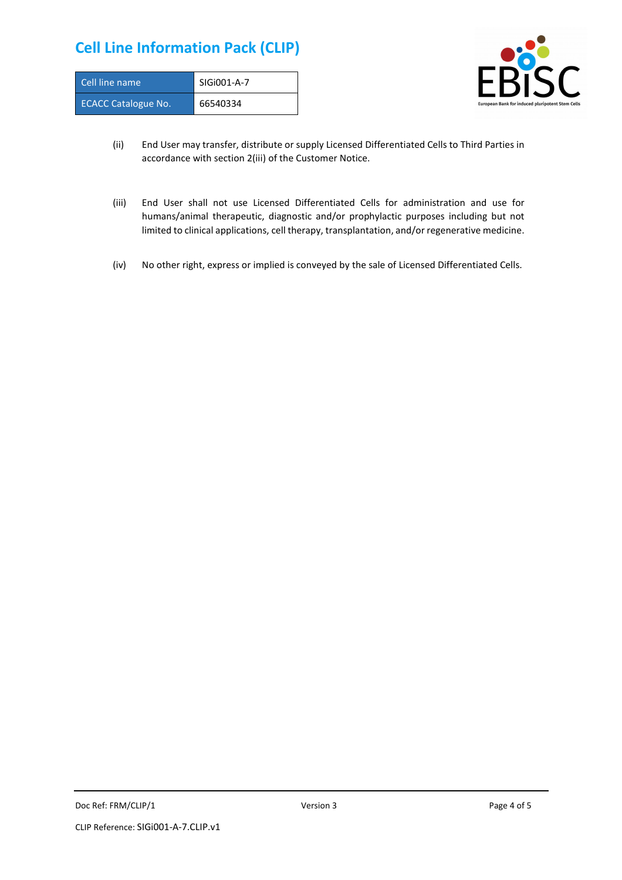(ii) End User may transfer, distribute or supply Licensed Differentiated Cells to Third Parties in accordance with section 2(iii) of the Customer Notice.

(iii) End User shall not use Licensed Differentiated Cells for administration and use for humans/animal therapeutic, diagnostic and/or prophylactic purposes including but not limited to clinical applications, cell therapy, transplantation, and/or regenerative medicine.

(iv) No other right, express or implied is conveyed by the sale of Licensed Differentiated Cells.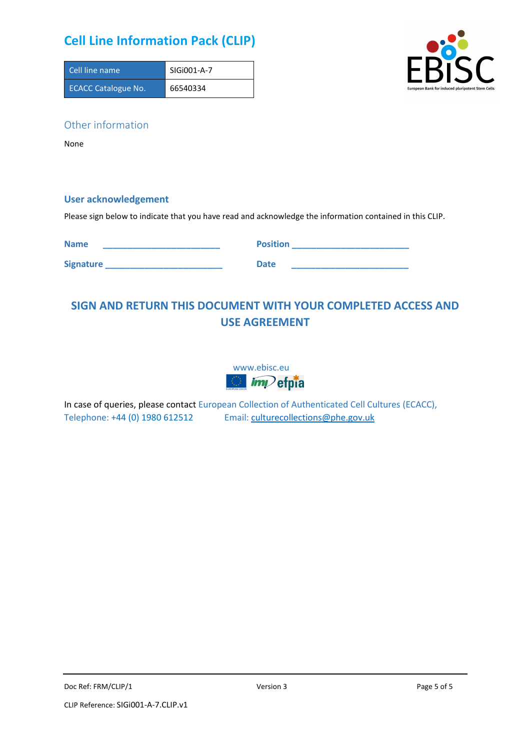# Cell Line Information Pack (CLIP)

| | |
|---|---|
| Cell line name | SIGi001-A-7 |
| ECACC Catalogue No. | 66540334 |

## Other information

None

### User acknowledgement

Please sign below to indicate that you have read and acknowledge the information contained in this CLIP.

**Name** ________________________ **Position** ________________________

**Signature** ________________________ **Date** ________________________

## SIGN AND RETURN THIS DOCUMENT WITH YOUR COMPLETED ACCESS AND USE AGREEMENT

www.ebisc.eu

In case of queries, please contact European Collection of Authenticated Cell Cultures (ECACC), Telephone: +44 (0) 1980 612512 Email: culturecollections@phe.gov.uk

Doc Ref: FRM/CLIP/1 Version 3

CLIP Reference: SIGi001-A-7.CLIP.v1